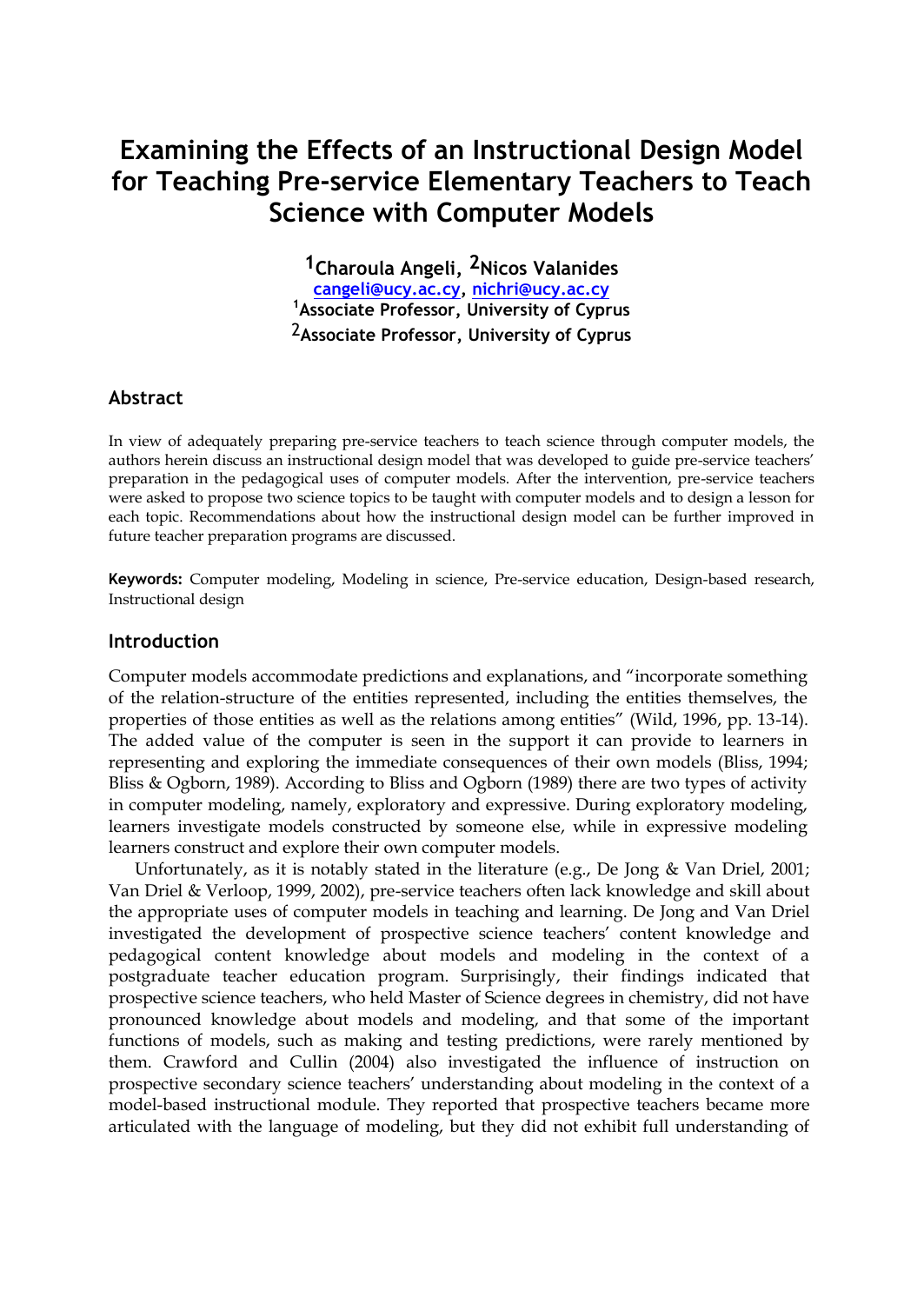# Examining the Effects of an Instructional Design Model for Teaching Pre-service Elementary Teachers to Teach Science with Computer Models

**[1]Charoula Angeli, [2]Nicos Valanides**

cangeli@ucy.ac.cy, nichri@ucy.ac.cy

[1]Associate Professor, University of Cyprus

[2]Associate Professor, University of Cyprus

## Abstract

In view of adequately preparing pre-service teachers to teach science through computer models, the authors herein discuss an instructional design model that was developed to guide pre-service teachers' preparation in the pedagogical uses of computer models. After the intervention, pre-service teachers were asked to propose two science topics to be taught with computer models and to design a lesson for each topic. Recommendations about how the instructional design model can be further improved in future teacher preparation programs are discussed.

**Keywords:** Computer modeling, Modeling in science, Pre-service education, Design-based research, Instructional design

## Introduction

Computer models accommodate predictions and explanations, and "incorporate something of the relation-structure of the entities represented, including the entities themselves, the properties of those entities as well as the relations among entities" (Wild, 1996, pp. 13-14). The added value of the computer is seen in the support it can provide to learners in representing and exploring the immediate consequences of their own models (Bliss, 1994; Bliss & Ogborn, 1989). According to Bliss and Ogborn (1989) there are two types of activity in computer modeling, namely, exploratory and expressive. During exploratory modeling, learners investigate models constructed by someone else, while in expressive modeling learners construct and explore their own computer models.

Unfortunately, as it is notably stated in the literature (e.g., De Jong & Van Driel, 2001; Van Driel & Verloop, 1999, 2002), pre-service teachers often lack knowledge and skill about the appropriate uses of computer models in teaching and learning. De Jong and Van Driel investigated the development of prospective science teachers' content knowledge and pedagogical content knowledge about models and modeling in the context of a postgraduate teacher education program. Surprisingly, their findings indicated that prospective science teachers, who held Master of Science degrees in chemistry, did not have pronounced knowledge about models and modeling, and that some of the important functions of models, such as making and testing predictions, were rarely mentioned by them. Crawford and Cullin (2004) also investigated the influence of instruction on prospective secondary science teachers' understanding about modeling in the context of a model-based instructional module. They reported that prospective teachers became more articulated with the language of modeling, but they did not exhibit full understanding of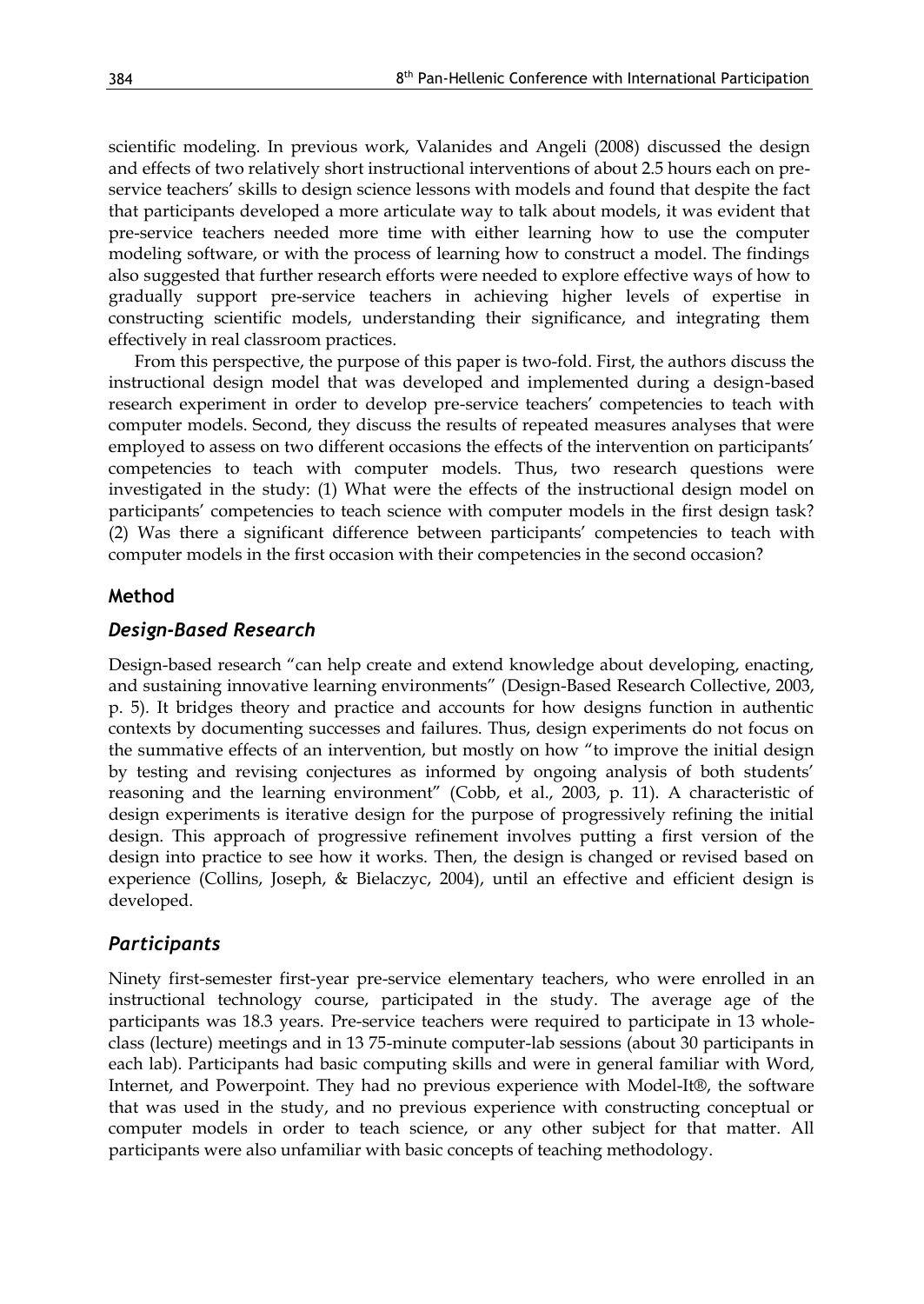scientific modeling. In previous work, Valanides and Angeli (2008) discussed the design and effects of two relatively short instructional interventions of about 2.5 hours each on pre-service teachers' skills to design science lessons with models and found that despite the fact that participants developed a more articulate way to talk about models, it was evident that pre-service teachers needed more time with either learning how to use the computer modeling software, or with the process of learning how to construct a model. The findings also suggested that further research efforts were needed to explore effective ways of how to gradually support pre-service teachers in achieving higher levels of expertise in constructing scientific models, understanding their significance, and integrating them effectively in real classroom practices.

From this perspective, the purpose of this paper is two-fold. First, the authors discuss the instructional design model that was developed and implemented during a design-based research experiment in order to develop pre-service teachers' competencies to teach with computer models. Second, they discuss the results of repeated measures analyses that were employed to assess on two different occasions the effects of the intervention on participants' competencies to teach with computer models. Thus, two research questions were investigated in the study: (1) What were the effects of the instructional design model on participants' competencies to teach science with computer models in the first design task? (2) Was there a significant difference between participants' competencies to teach with computer models in the first occasion with their competencies in the second occasion?

## Method

### *Design-Based Research*

Design-based research "can help create and extend knowledge about developing, enacting, and sustaining innovative learning environments" (Design-Based Research Collective, 2003, p. 5). It bridges theory and practice and accounts for how designs function in authentic contexts by documenting successes and failures. Thus, design experiments do not focus on the summative effects of an intervention, but mostly on how "to improve the initial design by testing and revising conjectures as informed by ongoing analysis of both students' reasoning and the learning environment" (Cobb, et al., 2003, p. 11). A characteristic of design experiments is iterative design for the purpose of progressively refining the initial design. This approach of progressive refinement involves putting a first version of the design into practice to see how it works. Then, the design is changed or revised based on experience (Collins, Joseph, & Bielaczyc, 2004), until an effective and efficient design is developed.

### *Participants*

Ninety first-semester first-year pre-service elementary teachers, who were enrolled in an instructional technology course, participated in the study. The average age of the participants was 18.3 years. Pre-service teachers were required to participate in 13 whole-class (lecture) meetings and in 13 75-minute computer-lab sessions (about 30 participants in each lab). Participants had basic computing skills and were in general familiar with Word, Internet, and Powerpoint. They had no previous experience with Model-It®, the software that was used in the study, and no previous experience with constructing conceptual or computer models in order to teach science, or any other subject for that matter. All participants were also unfamiliar with basic concepts of teaching methodology.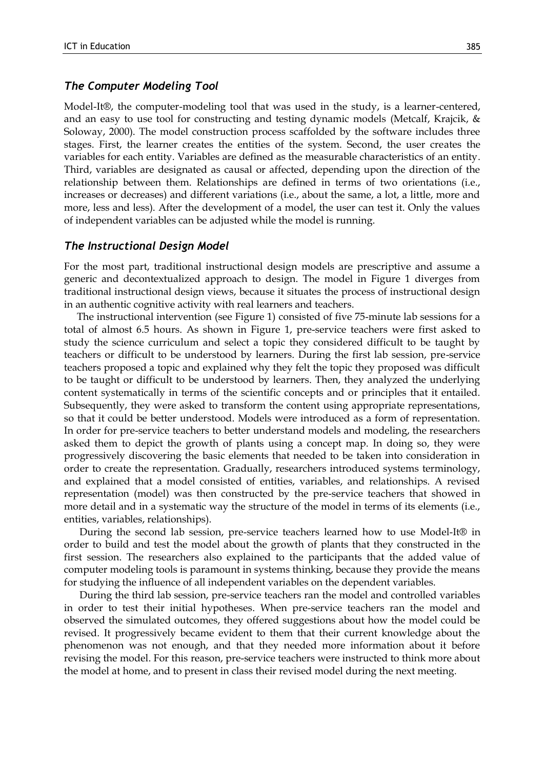### *The Computer Modeling Tool*

Model-It®, the computer-modeling tool that was used in the study, is a learner-centered, and an easy to use tool for constructing and testing dynamic models (Metcalf, Krajcik, & Soloway, 2000). The model construction process scaffolded by the software includes three stages. First, the learner creates the entities of the system. Second, the user creates the variables for each entity. Variables are defined as the measurable characteristics of an entity. Third, variables are designated as causal or affected, depending upon the direction of the relationship between them. Relationships are defined in terms of two orientations (i.e., increases or decreases) and different variations (i.e., about the same, a lot, a little, more and more, less and less). After the development of a model, the user can test it. Only the values of independent variables can be adjusted while the model is running.

### *The Instructional Design Model*

For the most part, traditional instructional design models are prescriptive and assume a generic and decontextualized approach to design. The model in Figure 1 diverges from traditional instructional design views, because it situates the process of instructional design in an authentic cognitive activity with real learners and teachers.

The instructional intervention (see Figure 1) consisted of five 75-minute lab sessions for a total of almost 6.5 hours. As shown in Figure 1, pre-service teachers were first asked to study the science curriculum and select a topic they considered difficult to be taught by teachers or difficult to be understood by learners. During the first lab session, pre-service teachers proposed a topic and explained why they felt the topic they proposed was difficult to be taught or difficult to be understood by learners. Then, they analyzed the underlying content systematically in terms of the scientific concepts and or principles that it entailed. Subsequently, they were asked to transform the content using appropriate representations, so that it could be better understood. Models were introduced as a form of representation. In order for pre-service teachers to better understand models and modeling, the researchers asked them to depict the growth of plants using a concept map. In doing so, they were progressively discovering the basic elements that needed to be taken into consideration in order to create the representation. Gradually, researchers introduced systems terminology, and explained that a model consisted of entities, variables, and relationships. A revised representation (model) was then constructed by the pre-service teachers that showed in more detail and in a systematic way the structure of the model in terms of its elements (i.e., entities, variables, relationships).

During the second lab session, pre-service teachers learned how to use Model-It® in order to build and test the model about the growth of plants that they constructed in the first session. The researchers also explained to the participants that the added value of computer modeling tools is paramount in systems thinking, because they provide the means for studying the influence of all independent variables on the dependent variables.

During the third lab session, pre-service teachers ran the model and controlled variables in order to test their initial hypotheses. When pre-service teachers ran the model and observed the simulated outcomes, they offered suggestions about how the model could be revised. It progressively became evident to them that their current knowledge about the phenomenon was not enough, and that they needed more information about it before revising the model. For this reason, pre-service teachers were instructed to think more about the model at home, and to present in class their revised model during the next meeting.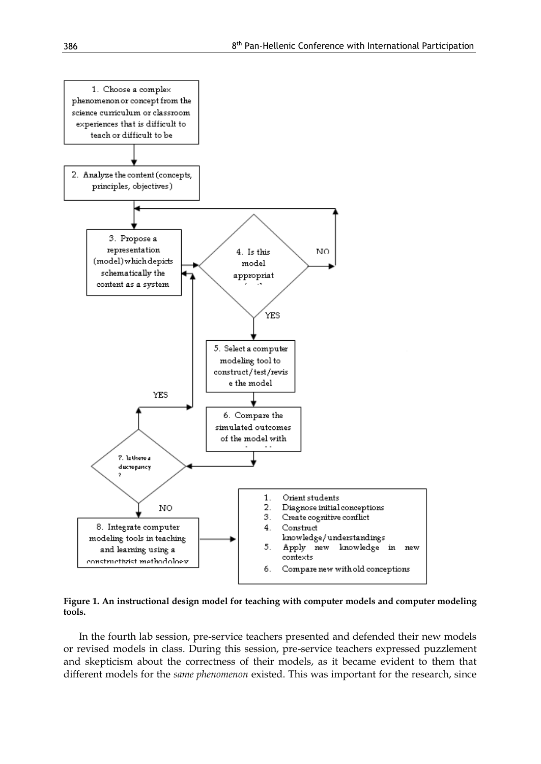1. Choose a complex phenomenon or concept from the science curriculum or classroom experiences that is difficult to teach or difficult to be

2. Analyze the content (concepts, principles, objectives)

3. Propose a representation (model) which depicts schematically the content as a system

4. Is this model appropriat

NO

YES

5. Select a computer modeling tool to construct/test/revise the model

6. Compare the simulated outcomes of the model with

7. Is there a discrepancy?

YES

NO

8. Integrate computer modeling tools in teaching and learning using a constructivist methodology

1. Orient students
2. Diagnose initial conceptions
3. Create cognitive conflict
4. Construct knowledge/understandings
5. Apply new knowledge in new contexts
6. Compare new with old conceptions

**Figure 1. An instructional design model for teaching with computer models and computer modeling tools.**

In the fourth lab session, pre-service teachers presented and defended their new models or revised models in class. During this session, pre-service teachers expressed puzzlement and skepticism about the correctness of their models, as it became evident to them that different models for the *same phenomenon* existed. This was important for the research, since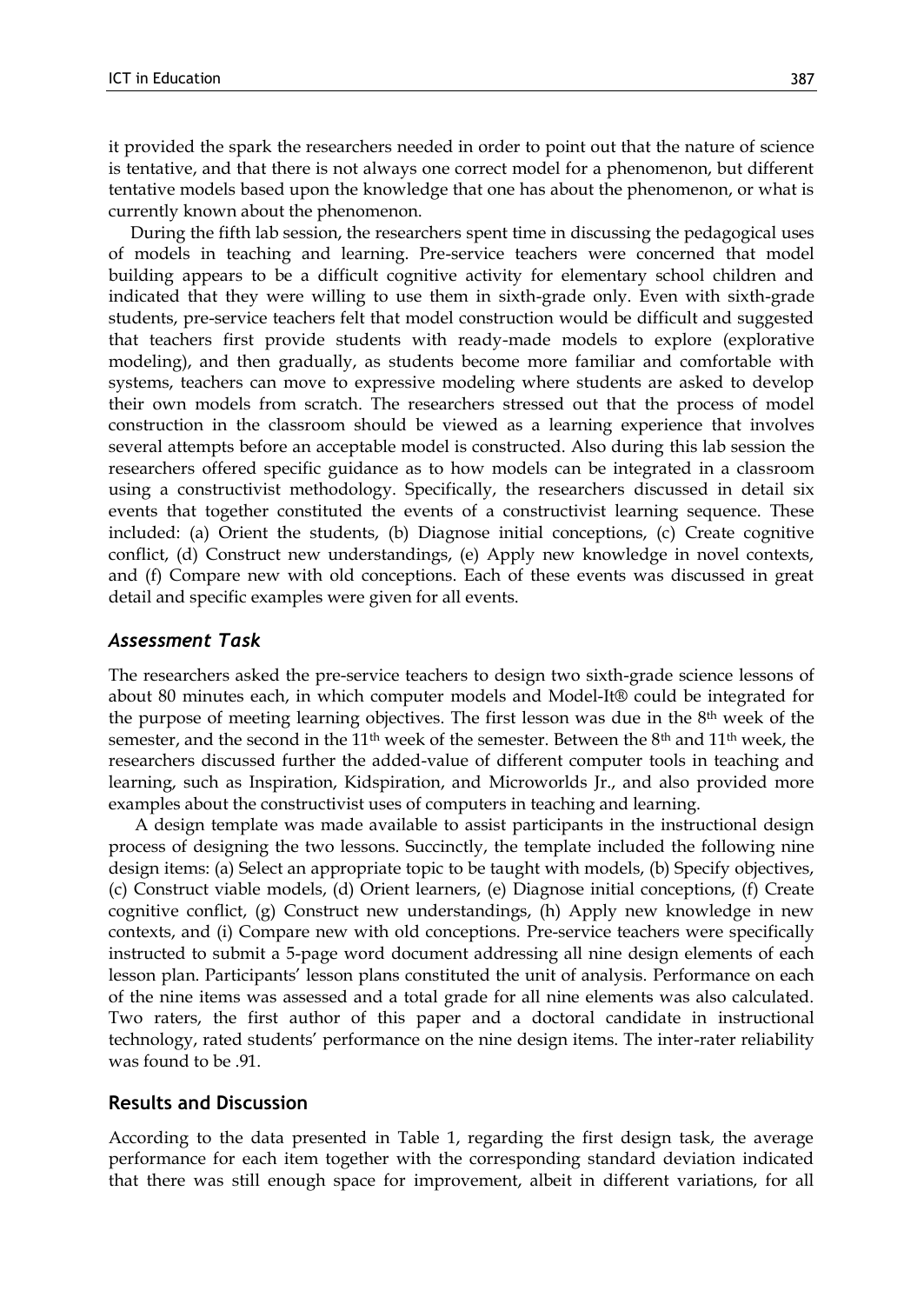it provided the spark the researchers needed in order to point out that the nature of science is tentative, and that there is not always one correct model for a phenomenon, but different tentative models based upon the knowledge that one has about the phenomenon, or what is currently known about the phenomenon.

During the fifth lab session, the researchers spent time in discussing the pedagogical uses of models in teaching and learning. Pre-service teachers were concerned that model building appears to be a difficult cognitive activity for elementary school children and indicated that they were willing to use them in sixth-grade only. Even with sixth-grade students, pre-service teachers felt that model construction would be difficult and suggested that teachers first provide students with ready-made models to explore (explorative modeling), and then gradually, as students become more familiar and comfortable with systems, teachers can move to expressive modeling where students are asked to develop their own models from scratch. The researchers stressed out that the process of model construction in the classroom should be viewed as a learning experience that involves several attempts before an acceptable model is constructed. Also during this lab session the researchers offered specific guidance as to how models can be integrated in a classroom using a constructivist methodology. Specifically, the researchers discussed in detail six events that together constituted the events of a constructivist learning sequence. These included: (a) Orient the students, (b) Diagnose initial conceptions, (c) Create cognitive conflict, (d) Construct new understandings, (e) Apply new knowledge in novel contexts, and (f) Compare new with old conceptions. Each of these events was discussed in great detail and specific examples were given for all events.

### *Assessment Task*

The researchers asked the pre-service teachers to design two sixth-grade science lessons of about 80 minutes each, in which computer models and Model-It® could be integrated for the purpose of meeting learning objectives. The first lesson was due in the 8th week of the semester, and the second in the 11th week of the semester. Between the 8th and 11th week, the researchers discussed further the added-value of different computer tools in teaching and learning, such as Inspiration, Kidspiration, and Microworlds Jr., and also provided more examples about the constructivist uses of computers in teaching and learning.

A design template was made available to assist participants in the instructional design process of designing the two lessons. Succinctly, the template included the following nine design items: (a) Select an appropriate topic to be taught with models, (b) Specify objectives, (c) Construct viable models, (d) Orient learners, (e) Diagnose initial conceptions, (f) Create cognitive conflict, (g) Construct new understandings, (h) Apply new knowledge in new contexts, and (i) Compare new with old conceptions. Pre-service teachers were specifically instructed to submit a 5-page word document addressing all nine design elements of each lesson plan. Participants' lesson plans constituted the unit of analysis. Performance on each of the nine items was assessed and a total grade for all nine elements was also calculated. Two raters, the first author of this paper and a doctoral candidate in instructional technology, rated students' performance on the nine design items. The inter-rater reliability was found to be .91.

## Results and Discussion

According to the data presented in Table 1, regarding the first design task, the average performance for each item together with the corresponding standard deviation indicated that there was still enough space for improvement, albeit in different variations, for all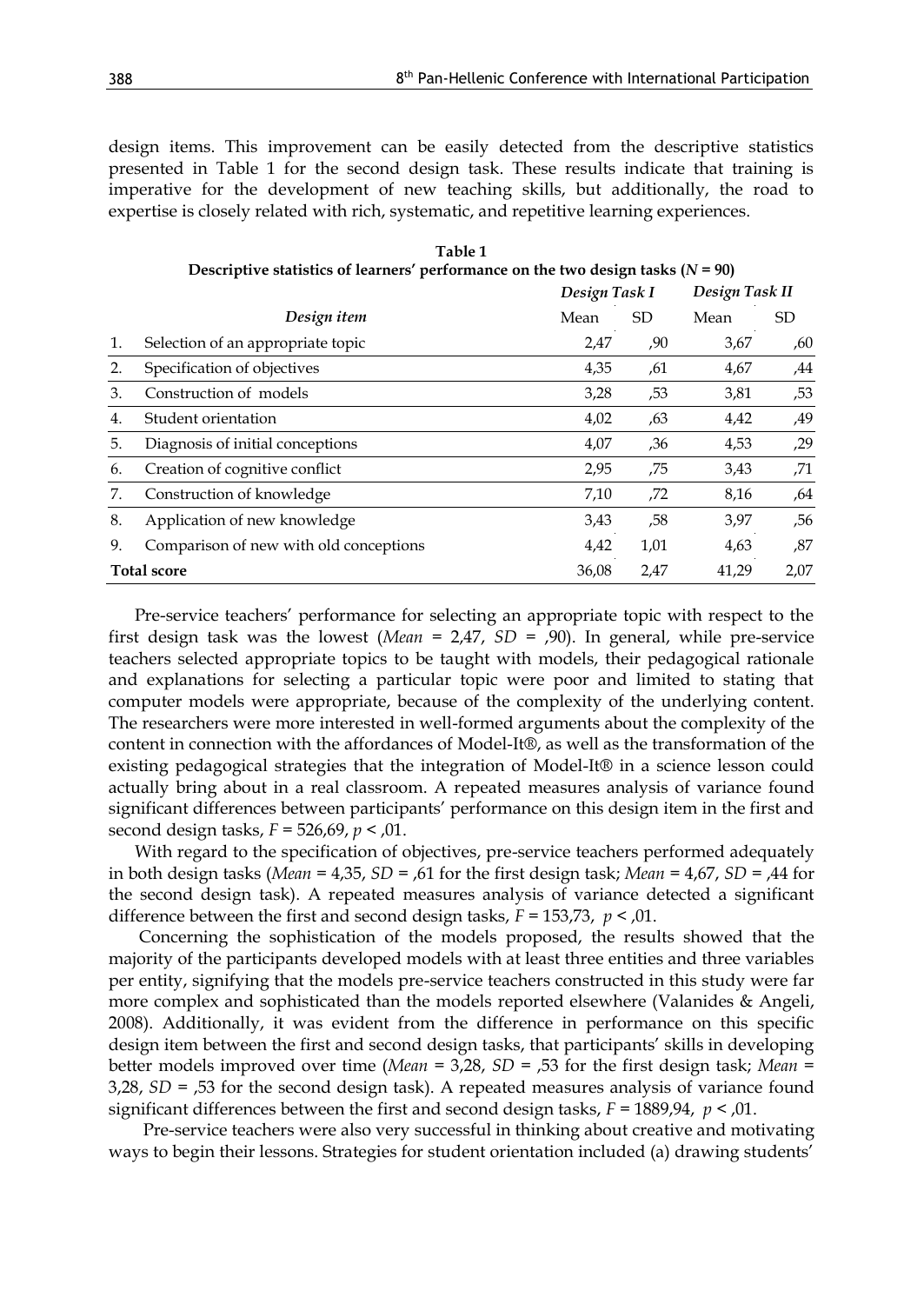design items. This improvement can be easily detected from the descriptive statistics presented in Table 1 for the second design task. These results indicate that training is imperative for the development of new teaching skills, but additionally, the road to expertise is closely related with rich, systematic, and repetitive learning experiences.

**Table 1**
**Descriptive statistics of learners' performance on the two design tasks ($N$ = 90)**

| | | *Design Task I* | | *Design Task II* | |
|---|---|---|---|---|---|
| | *Design item* | Mean | SD | Mean | SD |
| 1. | Selection of an appropriate topic | 2,47 | ,90 | 3,67 | ,60 |
| 2. | Specification of objectives | 4,35 | ,61 | 4,67 | ,44 |
| 3. | Construction of models | 3,28 | ,53 | 3,81 | ,53 |
| 4. | Student orientation | 4,02 | ,63 | 4,42 | ,49 |
| 5. | Diagnosis of initial conceptions | 4,07 | ,36 | 4,53 | ,29 |
| 6. | Creation of cognitive conflict | 2,95 | ,75 | 3,43 | ,71 |
| 7. | Construction of knowledge | 7,10 | ,72 | 8,16 | ,64 |
| 8. | Application of new knowledge | 3,43 | ,58 | 3,97 | ,56 |
| 9. | Comparison of new with old conceptions | 4,42 | 1,01 | 4,63 | ,87 |
| **Total score** | | 36,08 | 2,47 | 41,29 | 2,07 |

Pre-service teachers' performance for selecting an appropriate topic with respect to the first design task was the lowest (*Mean* = 2,47, *SD* = ,90). In general, while pre-service teachers selected appropriate topics to be taught with models, their pedagogical rationale and explanations for selecting a particular topic were poor and limited to stating that computer models were appropriate, because of the complexity of the underlying content. The researchers were more interested in well-formed arguments about the complexity of the content in connection with the affordances of Model-It®, as well as the transformation of the existing pedagogical strategies that the integration of Model-It® in a science lesson could actually bring about in a real classroom. A repeated measures analysis of variance found significant differences between participants' performance on this design item in the first and second design tasks, $F = 526{,}69$, $p < {,}01$.

With regard to the specification of objectives, pre-service teachers performed adequately in both design tasks (*Mean* = 4,35, *SD* = ,61 for the first design task; *Mean* = 4,67, *SD* = ,44 for the second design task). A repeated measures analysis of variance detected a significant difference between the first and second design tasks, $F = 153{,}73$, $p < {,}01$.

Concerning the sophistication of the models proposed, the results showed that the majority of the participants developed models with at least three entities and three variables per entity, signifying that the models pre-service teachers constructed in this study were far more complex and sophisticated than the models reported elsewhere (Valanides & Angeli, 2008). Additionally, it was evident from the difference in performance on this specific design item between the first and second design tasks, that participants' skills in developing better models improved over time (*Mean* = 3,28, *SD* = ,53 for the first design task; *Mean* = 3,28, *SD* = ,53 for the second design task). A repeated measures analysis of variance found significant differences between the first and second design tasks, $F = 1889{,}94$, $p < {,}01$.

Pre-service teachers were also very successful in thinking about creative and motivating ways to begin their lessons. Strategies for student orientation included (a) drawing students'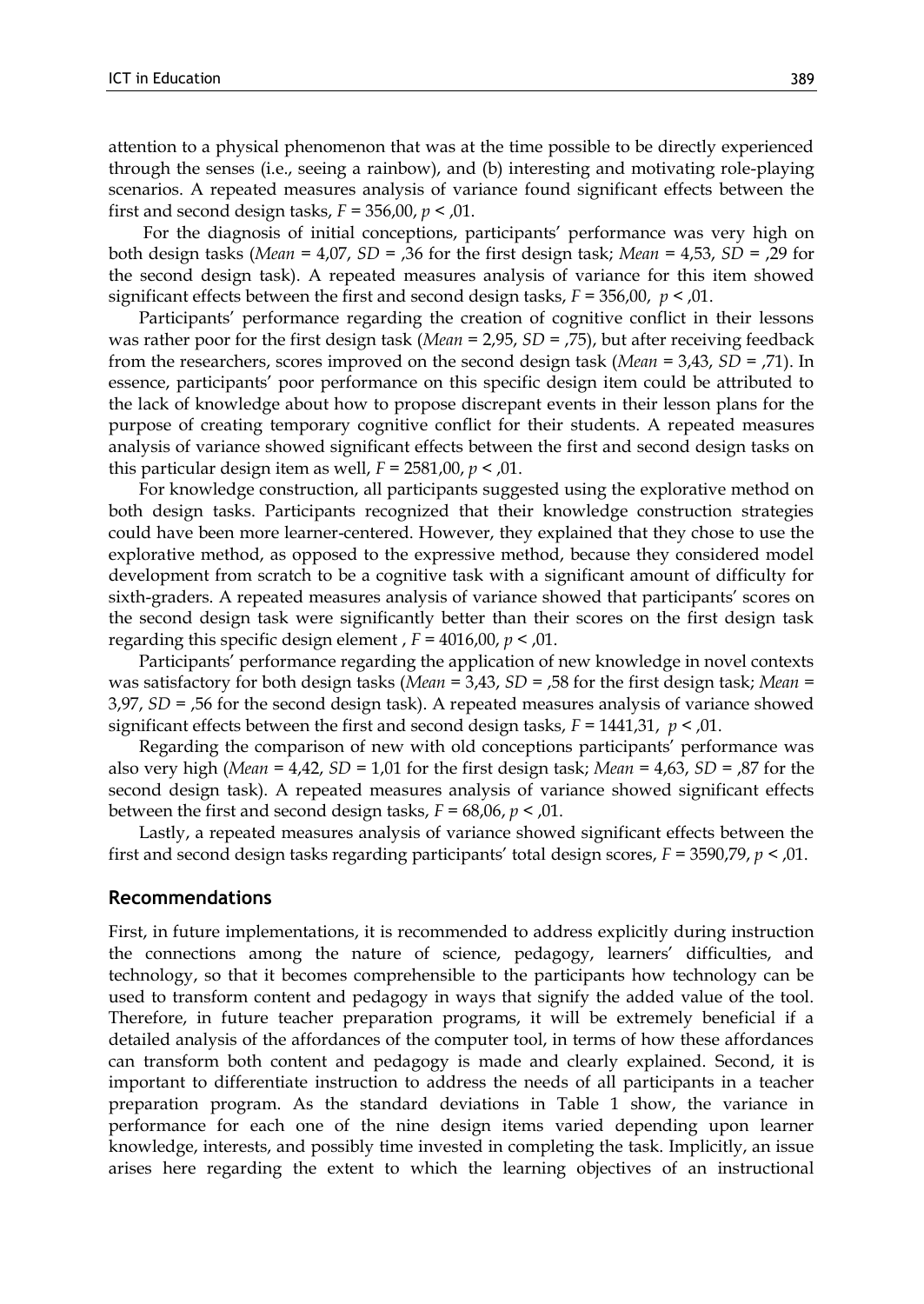attention to a physical phenomenon that was at the time possible to be directly experienced through the senses (i.e., seeing a rainbow), and (b) interesting and motivating role-playing scenarios. A repeated measures analysis of variance found significant effects between the first and second design tasks, $F = 356{,}00$, $p < {,}01$.

For the diagnosis of initial conceptions, participants' performance was very high on both design tasks (*Mean* = 4,07, *SD* = ,36 for the first design task; *Mean* = 4,53, *SD* = ,29 for the second design task). A repeated measures analysis of variance for this item showed significant effects between the first and second design tasks, $F = 356{,}00$, $p < {,}01$.

Participants' performance regarding the creation of cognitive conflict in their lessons was rather poor for the first design task (*Mean* = 2,95, *SD* = ,75), but after receiving feedback from the researchers, scores improved on the second design task (*Mean* = 3,43, *SD* = ,71). In essence, participants' poor performance on this specific design item could be attributed to the lack of knowledge about how to propose discrepant events in their lesson plans for the purpose of creating temporary cognitive conflict for their students. A repeated measures analysis of variance showed significant effects between the first and second design tasks on this particular design item as well, $F = 2581{,}00$, $p < {,}01$.

For knowledge construction, all participants suggested using the explorative method on both design tasks. Participants recognized that their knowledge construction strategies could have been more learner-centered. However, they explained that they chose to use the explorative method, as opposed to the expressive method, because they considered model development from scratch to be a cognitive task with a significant amount of difficulty for sixth-graders. A repeated measures analysis of variance showed that participants' scores on the second design task were significantly better than their scores on the first design task regarding this specific design element , $F = 4016{,}00$, $p < {,}01$.

Participants' performance regarding the application of new knowledge in novel contexts was satisfactory for both design tasks (*Mean* = 3,43, *SD* = ,58 for the first design task; *Mean* = 3,97, *SD* = ,56 for the second design task). A repeated measures analysis of variance showed significant effects between the first and second design tasks, $F = 1441{,}31$, $p < {,}01$.

Regarding the comparison of new with old conceptions participants' performance was also very high (*Mean* = 4,42, *SD* = 1,01 for the first design task; *Mean* = 4,63, *SD* = ,87 for the second design task). A repeated measures analysis of variance showed significant effects between the first and second design tasks, $F = 68{,}06$, $p < {,}01$.

Lastly, a repeated measures analysis of variance showed significant effects between the first and second design tasks regarding participants' total design scores, $F = 3590{,}79$, $p < {,}01$.

## Recommendations

First, in future implementations, it is recommended to address explicitly during instruction the connections among the nature of science, pedagogy, learners' difficulties, and technology, so that it becomes comprehensible to the participants how technology can be used to transform content and pedagogy in ways that signify the added value of the tool. Therefore, in future teacher preparation programs, it will be extremely beneficial if a detailed analysis of the affordances of the computer tool, in terms of how these affordances can transform both content and pedagogy is made and clearly explained. Second, it is important to differentiate instruction to address the needs of all participants in a teacher preparation program. As the standard deviations in Table 1 show, the variance in performance for each one of the nine design items varied depending upon learner knowledge, interests, and possibly time invested in completing the task. Implicitly, an issue arises here regarding the extent to which the learning objectives of an instructional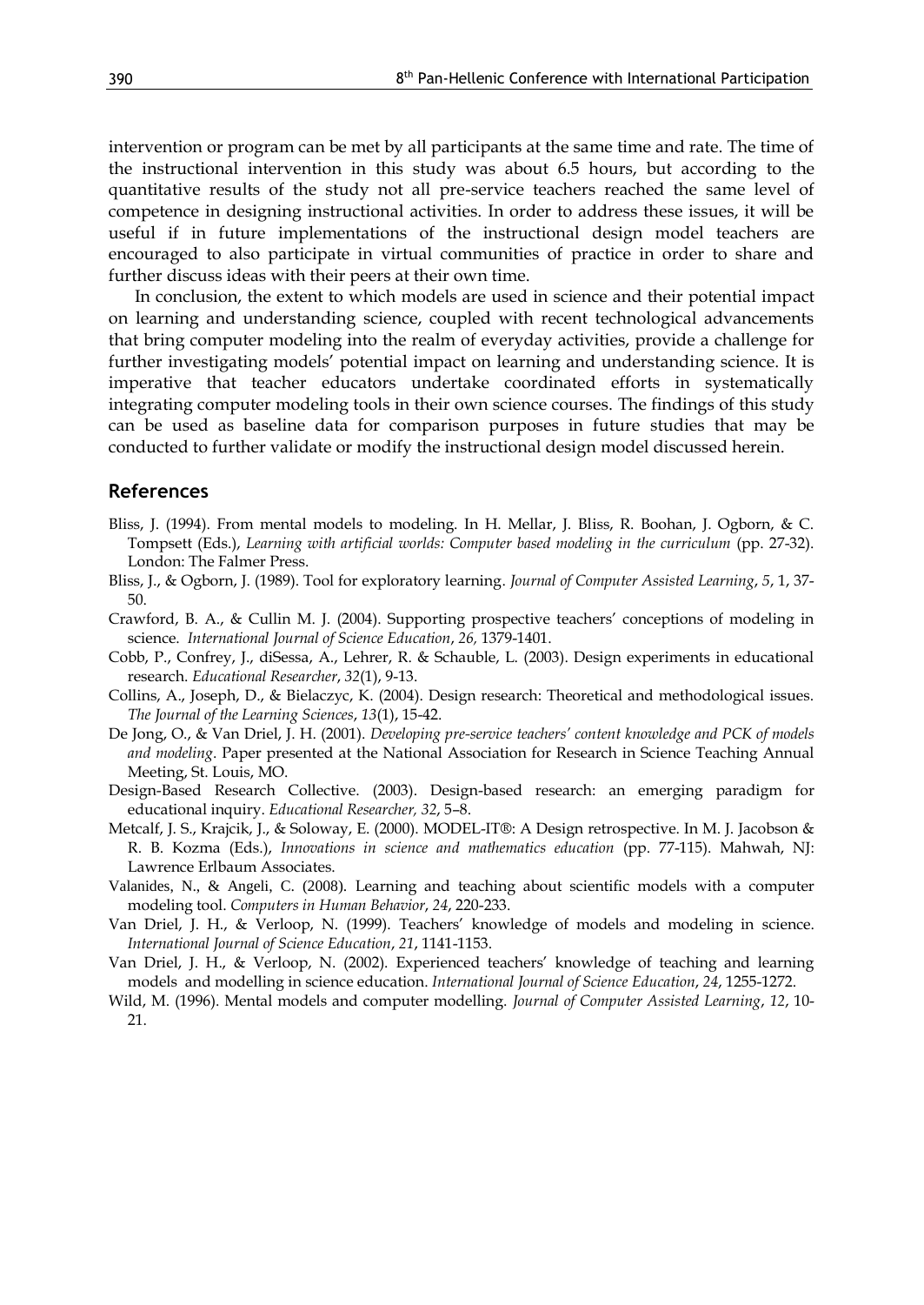intervention or program can be met by all participants at the same time and rate. The time of the instructional intervention in this study was about 6.5 hours, but according to the quantitative results of the study not all pre-service teachers reached the same level of competence in designing instructional activities. In order to address these issues, it will be useful if in future implementations of the instructional design model teachers are encouraged to also participate in virtual communities of practice in order to share and further discuss ideas with their peers at their own time.

In conclusion, the extent to which models are used in science and their potential impact on learning and understanding science, coupled with recent technological advancements that bring computer modeling into the realm of everyday activities, provide a challenge for further investigating models' potential impact on learning and understanding science. It is imperative that teacher educators undertake coordinated efforts in systematically integrating computer modeling tools in their own science courses. The findings of this study can be used as baseline data for comparison purposes in future studies that may be conducted to further validate or modify the instructional design model discussed herein.

## References

Bliss, J. (1994). From mental models to modeling. In H. Mellar, J. Bliss, R. Boohan, J. Ogborn, & C. Tompsett (Eds.), *Learning with artificial worlds: Computer based modeling in the curriculum* (pp. 27-32). London: The Falmer Press.

Bliss, J., & Ogborn, J. (1989). Tool for exploratory learning. *Journal of Computer Assisted Learning*, *5*, 1, 37-50.

Crawford, B. A., & Cullin M. J. (2004). Supporting prospective teachers' conceptions of modeling in science. *International Journal of Science Education*, *26,* 1379-1401.

Cobb, P., Confrey, J., diSessa, A., Lehrer, R. & Schauble, L. (2003). Design experiments in educational research. *Educational Researcher*, *32*(1), 9-13.

Collins, A., Joseph, D., & Bielaczyc, K. (2004). Design research: Theoretical and methodological issues. *The Journal of the Learning Sciences*, *13*(1), 15-42.

De Jong, O., & Van Driel, J. H. (2001). *Developing pre-service teachers' content knowledge and PCK of models and modeling*. Paper presented at the National Association for Research in Science Teaching Annual Meeting, St. Louis, MO.

Design-Based Research Collective. (2003). Design-based research: an emerging paradigm for educational inquiry. *Educational Researcher, 32*, 5–8.

Metcalf, J. S., Krajcik, J., & Soloway, E. (2000). MODEL-IT®: A Design retrospective. In M. J. Jacobson & R. B. Kozma (Eds.), *Innovations in science and mathematics education* (pp. 77-115). Mahwah, NJ: Lawrence Erlbaum Associates.

Valanides, N., & Angeli, C. (2008). Learning and teaching about scientific models with a computer modeling tool. *Computers in Human Behavior*, *24*, 220-233.

Van Driel, J. H., & Verloop, N. (1999). Teachers' knowledge of models and modeling in science. *International Journal of Science Education*, *21*, 1141-1153.

Van Driel, J. H., & Verloop, N. (2002). Experienced teachers' knowledge of teaching and learning models and modelling in science education. *International Journal of Science Education*, *24*, 1255-1272.

Wild, M. (1996). Mental models and computer modelling. *Journal of Computer Assisted Learning*, *12*, 10-21.